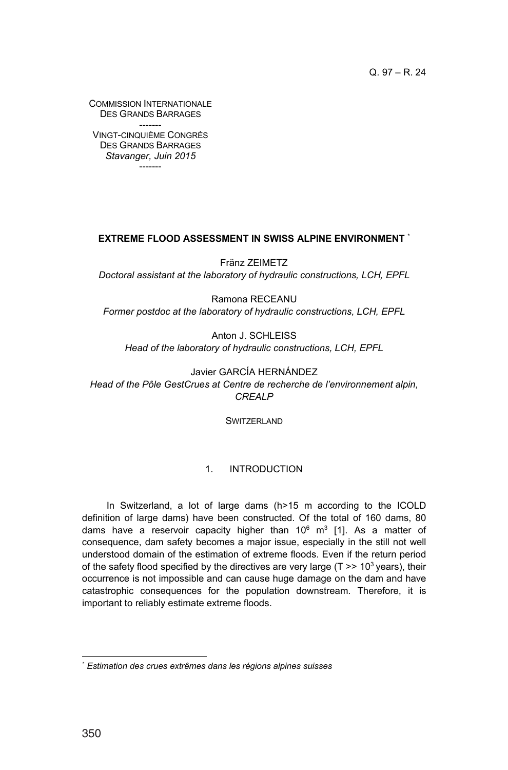Q. 97 – R. 24

COMMISSION INTERNATIONALE
DES GRANDS BARRAGES
-------
VINGT-CINQUIÈME CONGRÈS
DES GRANDS BARRAGES
*Stavanger, Juin 2015*
-------

# EXTREME FLOOD ASSESSMENT IN SWISS ALPINE ENVIRONMENT *

Fränz ZEIMETZ
*Doctoral assistant at the laboratory of hydraulic constructions, LCH, EPFL*

Ramona RECEANU
*Former postdoc at the laboratory of hydraulic constructions, LCH, EPFL*

Anton J. SCHLEISS
*Head of the laboratory of hydraulic constructions, LCH, EPFL*

Javier GARCÍA HERNÁNDEZ
*Head of the Pôle GestCrues at Centre de recherche de l'environnement alpin, CREALP*

SWITZERLAND

## 1. INTRODUCTION

In Switzerland, a lot of large dams (h>15 m according to the ICOLD definition of large dams) have been constructed. Of the total of 160 dams, 80 dams have a reservoir capacity higher than $10^6$ $m^3$ [1]. As a matter of consequence, dam safety becomes a major issue, especially in the still not well understood domain of the estimation of extreme floods. Even if the return period of the safety flood specified by the directives are very large ($T >> 10^3$ years), their occurrence is not impossible and can cause huge damage on the dam and have catastrophic consequences for the population downstream. Therefore, it is important to reliably estimate extreme floods.

* *Estimation des crues extrêmes dans les régions alpines suisses*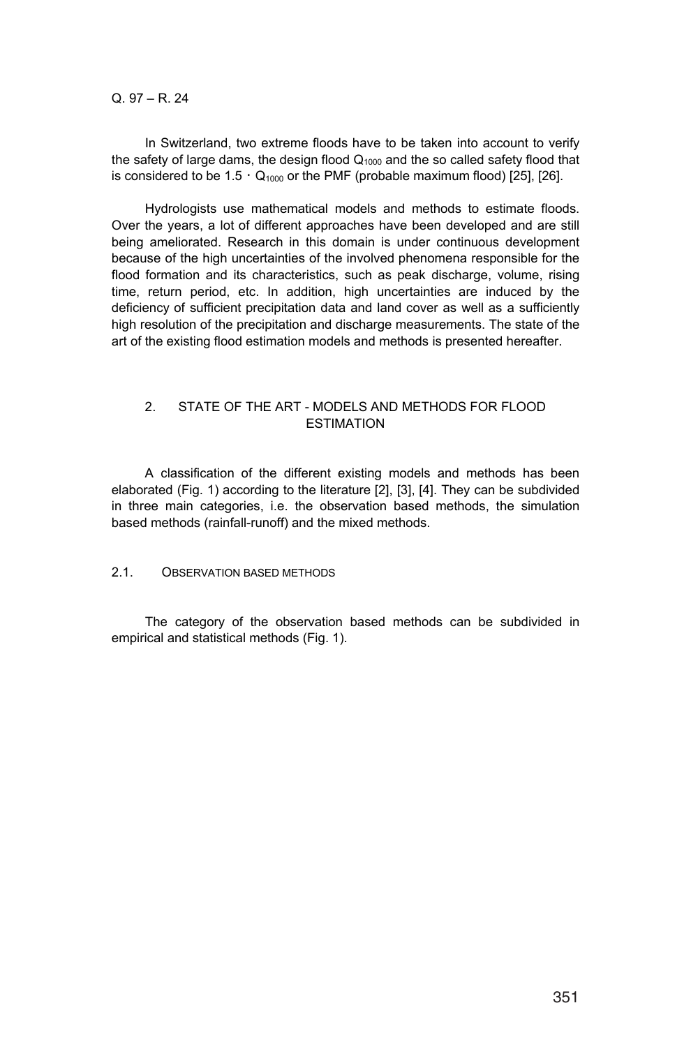In Switzerland, two extreme floods have to be taken into account to verify the safety of large dams, the design flood $Q_{1000}$ and the so called safety flood that is considered to be $1.5 \cdot Q_{1000}$ or the PMF (probable maximum flood) [25], [26].

Hydrologists use mathematical models and methods to estimate floods. Over the years, a lot of different approaches have been developed and are still being ameliorated. Research in this domain is under continuous development because of the high uncertainties of the involved phenomena responsible for the flood formation and its characteristics, such as peak discharge, volume, rising time, return period, etc. In addition, high uncertainties are induced by the deficiency of sufficient precipitation data and land cover as well as a sufficiently high resolution of the precipitation and discharge measurements. The state of the art of the existing flood estimation models and methods is presented hereafter.

## 2. STATE OF THE ART - MODELS AND METHODS FOR FLOOD ESTIMATION

A classification of the different existing models and methods has been elaborated (Fig. 1) according to the literature [2], [3], [4]. They can be subdivided in three main categories, i.e. the observation based methods, the simulation based methods (rainfall-runoff) and the mixed methods.

### 2.1. Observation based methods

The category of the observation based methods can be subdivided in empirical and statistical methods (Fig. 1).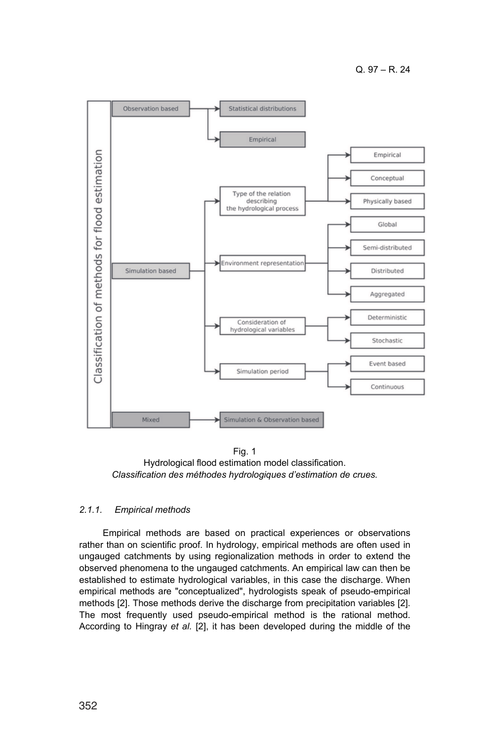Fig. 1
Hydrological flood estimation model classification.
*Classification des méthodes hydrologiques d'estimation de crues.*

### 2.1.1. *Empirical methods*

Empirical methods are based on practical experiences or observations rather than on scientific proof. In hydrology, empirical methods are often used in ungauged catchments by using regionalization methods in order to extend the observed phenomena to the ungauged catchments. An empirical law can then be established to estimate hydrological variables, in this case the discharge. When empirical methods are "conceptualized", hydrologists speak of pseudo-empirical methods [2]. Those methods derive the discharge from precipitation variables [2]. The most frequently used pseudo-empirical method is the rational method. According to Hingray *et al.* [2], it has been developed during the middle of the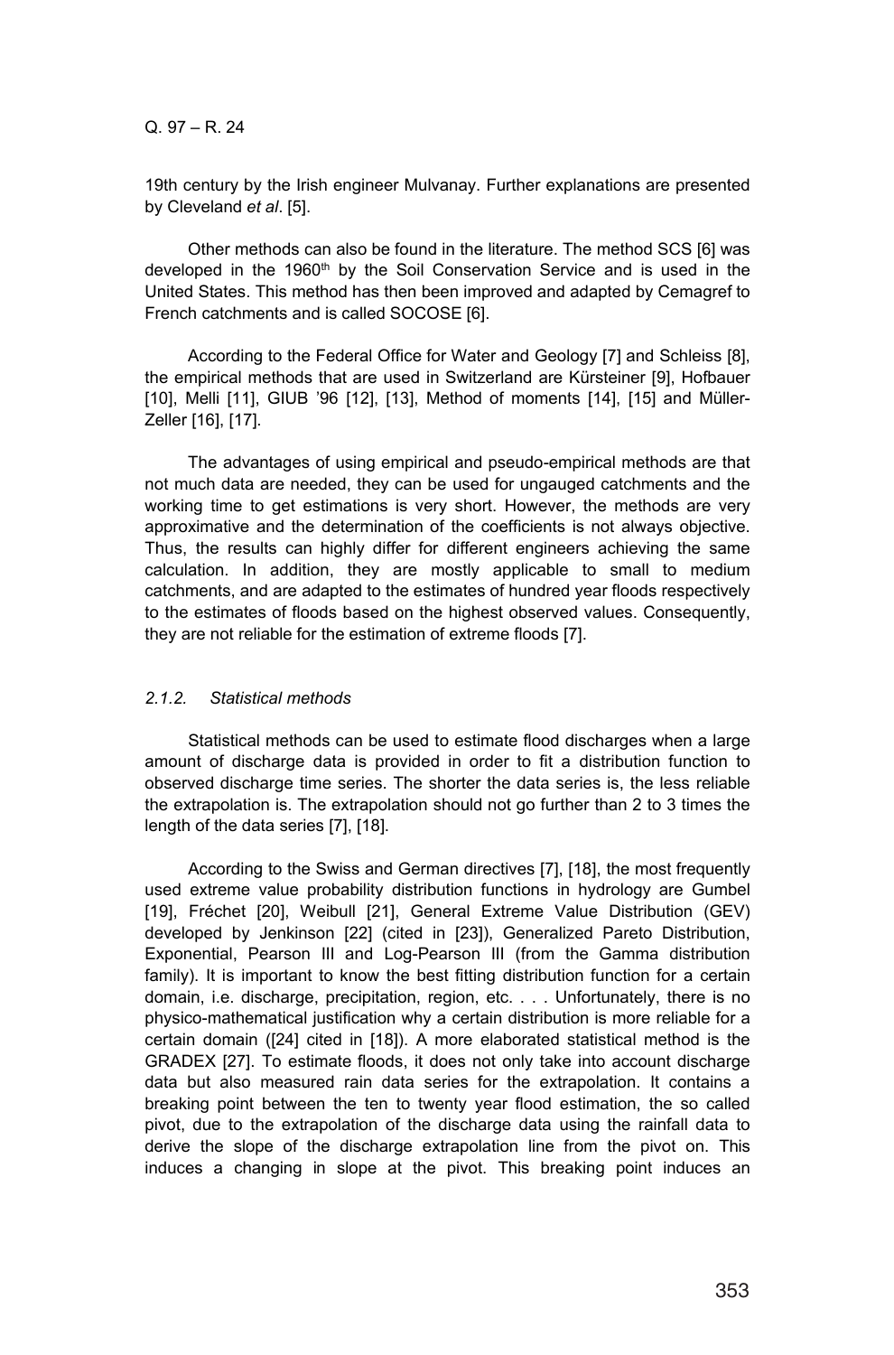19th century by the Irish engineer Mulvanay. Further explanations are presented by Cleveland *et al*. [5].

Other methods can also be found in the literature. The method SCS [6] was developed in the 1960th by the Soil Conservation Service and is used in the United States. This method has then been improved and adapted by Cemagref to French catchments and is called SOCOSE [6].

According to the Federal Office for Water and Geology [7] and Schleiss [8], the empirical methods that are used in Switzerland are Kürsteiner [9], Hofbauer [10], Melli [11], GIUB '96 [12], [13], Method of moments [14], [15] and Müller-Zeller [16], [17].

The advantages of using empirical and pseudo-empirical methods are that not much data are needed, they can be used for ungauged catchments and the working time to get estimations is very short. However, the methods are very approximative and the determination of the coefficients is not always objective. Thus, the results can highly differ for different engineers achieving the same calculation. In addition, they are mostly applicable to small to medium catchments, and are adapted to the estimates of hundred year floods respectively to the estimates of floods based on the highest observed values. Consequently, they are not reliable for the estimation of extreme floods [7].

#### *2.1.2. Statistical methods*

Statistical methods can be used to estimate flood discharges when a large amount of discharge data is provided in order to fit a distribution function to observed discharge time series. The shorter the data series is, the less reliable the extrapolation is. The extrapolation should not go further than 2 to 3 times the length of the data series [7], [18].

According to the Swiss and German directives [7], [18], the most frequently used extreme value probability distribution functions in hydrology are Gumbel [19], Fréchet [20], Weibull [21], General Extreme Value Distribution (GEV) developed by Jenkinson [22] (cited in [23]), Generalized Pareto Distribution, Exponential, Pearson III and Log-Pearson III (from the Gamma distribution family). It is important to know the best fitting distribution function for a certain domain, i.e. discharge, precipitation, region, etc. . . . Unfortunately, there is no physico-mathematical justification why a certain distribution is more reliable for a certain domain ([24] cited in [18]). A more elaborated statistical method is the GRADEX [27]. To estimate floods, it does not only take into account discharge data but also measured rain data series for the extrapolation. It contains a breaking point between the ten to twenty year flood estimation, the so called pivot, due to the extrapolation of the discharge data using the rainfall data to derive the slope of the discharge extrapolation line from the pivot on. This induces a changing in slope at the pivot. This breaking point induces an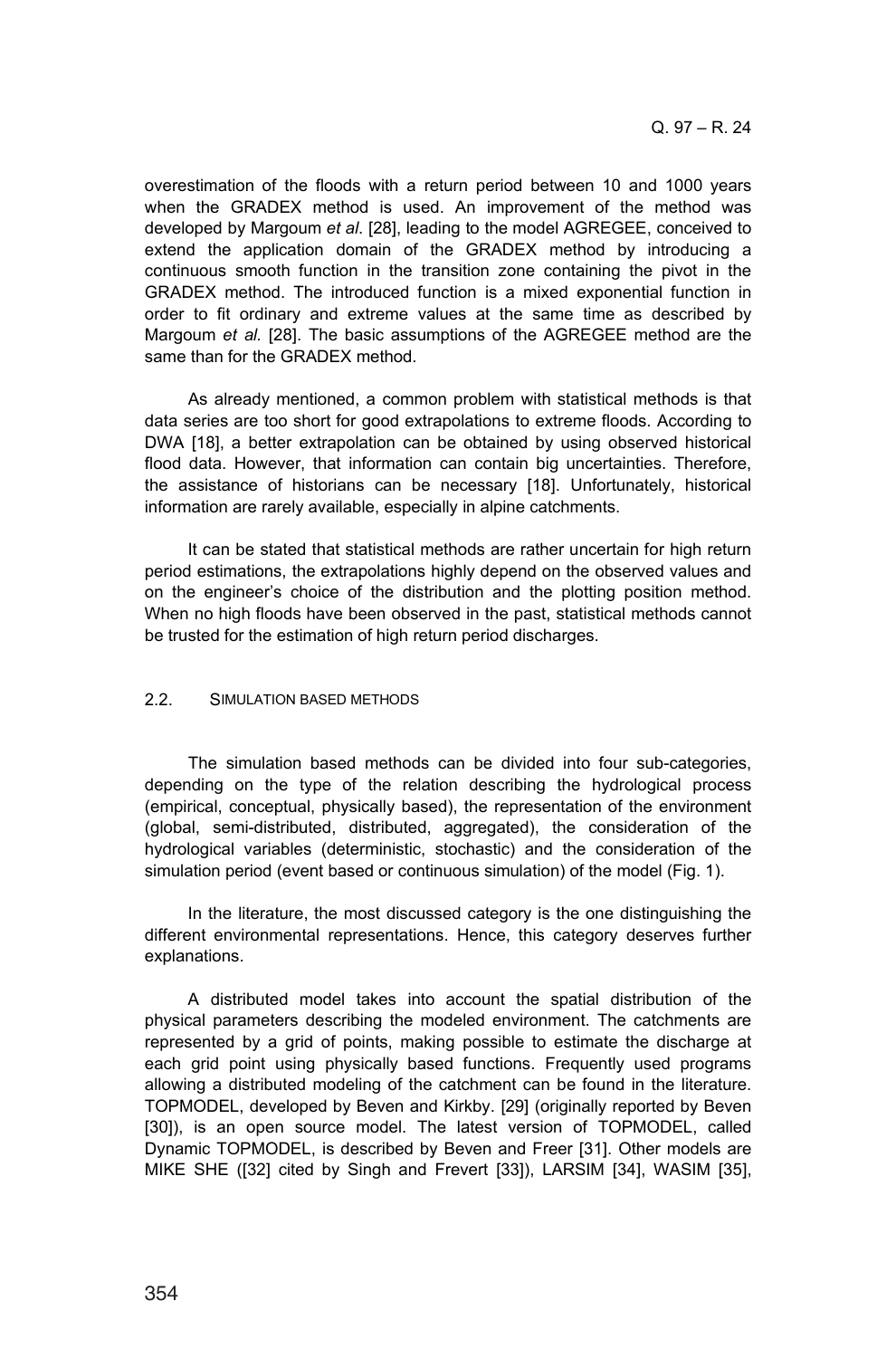overestimation of the floods with a return period between 10 and 1000 years when the GRADEX method is used. An improvement of the method was developed by Margoum *et al*. [28], leading to the model AGREGEE, conceived to extend the application domain of the GRADEX method by introducing a continuous smooth function in the transition zone containing the pivot in the GRADEX method. The introduced function is a mixed exponential function in order to fit ordinary and extreme values at the same time as described by Margoum *et al.* [28]. The basic assumptions of the AGREGEE method are the same than for the GRADEX method.

As already mentioned, a common problem with statistical methods is that data series are too short for good extrapolations to extreme floods. According to DWA [18], a better extrapolation can be obtained by using observed historical flood data. However, that information can contain big uncertainties. Therefore, the assistance of historians can be necessary [18]. Unfortunately, historical information are rarely available, especially in alpine catchments.

It can be stated that statistical methods are rather uncertain for high return period estimations, the extrapolations highly depend on the observed values and on the engineer's choice of the distribution and the plotting position method. When no high floods have been observed in the past, statistical methods cannot be trusted for the estimation of high return period discharges.

### 2.2. SIMULATION BASED METHODS

The simulation based methods can be divided into four sub-categories, depending on the type of the relation describing the hydrological process (empirical, conceptual, physically based), the representation of the environment (global, semi-distributed, distributed, aggregated), the consideration of the hydrological variables (deterministic, stochastic) and the consideration of the simulation period (event based or continuous simulation) of the model (Fig. 1).

In the literature, the most discussed category is the one distinguishing the different environmental representations. Hence, this category deserves further explanations.

A distributed model takes into account the spatial distribution of the physical parameters describing the modeled environment. The catchments are represented by a grid of points, making possible to estimate the discharge at each grid point using physically based functions. Frequently used programs allowing a distributed modeling of the catchment can be found in the literature. TOPMODEL, developed by Beven and Kirkby. [29] (originally reported by Beven [30]), is an open source model. The latest version of TOPMODEL, called Dynamic TOPMODEL, is described by Beven and Freer [31]. Other models are MIKE SHE ([32] cited by Singh and Frevert [33]), LARSIM [34], WASIM [35],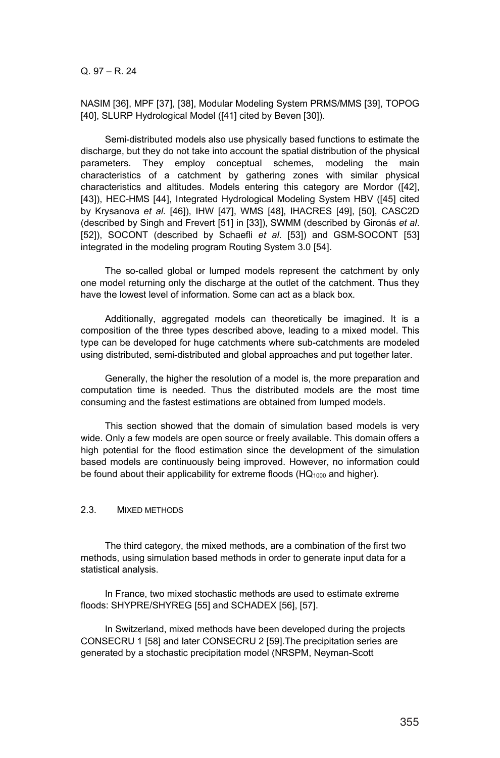NASIM [36], MPF [37], [38], Modular Modeling System PRMS/MMS [39], TOPOG [40], SLURP Hydrological Model ([41] cited by Beven [30]).

Semi-distributed models also use physically based functions to estimate the discharge, but they do not take into account the spatial distribution of the physical parameters. They employ conceptual schemes, modeling the main characteristics of a catchment by gathering zones with similar physical characteristics and altitudes. Models entering this category are Mordor ([42], [43]), HEC-HMS [44], Integrated Hydrological Modeling System HBV ([45] cited by Krysanova *et al*. [46]), IHW [47], WMS [48], IHACRES [49], [50], CASC2D (described by Singh and Frevert [51] in [33]), SWMM (described by Gironás *et al.* [52]), SOCONT (described by Schaefli *et al*. [53]) and GSM-SOCONT [53] integrated in the modeling program Routing System 3.0 [54].

The so-called global or lumped models represent the catchment by only one model returning only the discharge at the outlet of the catchment. Thus they have the lowest level of information. Some can act as a black box.

Additionally, aggregated models can theoretically be imagined. It is a composition of the three types described above, leading to a mixed model. This type can be developed for huge catchments where sub-catchments are modeled using distributed, semi-distributed and global approaches and put together later.

Generally, the higher the resolution of a model is, the more preparation and computation time is needed. Thus the distributed models are the most time consuming and the fastest estimations are obtained from lumped models.

This section showed that the domain of simulation based models is very wide. Only a few models are open source or freely available. This domain offers a high potential for the flood estimation since the development of the simulation based models are continuously being improved. However, no information could be found about their applicability for extreme floods ($HQ_{1000}$ and higher).

### 2.3. Mixed methods

The third category, the mixed methods, are a combination of the first two methods, using simulation based methods in order to generate input data for a statistical analysis.

In France, two mixed stochastic methods are used to estimate extreme floods: SHYPRE/SHYREG [55] and SCHADEX [56], [57].

In Switzerland, mixed methods have been developed during the projects CONSECRU 1 [58] and later CONSECRU 2 [59].The precipitation series are generated by a stochastic precipitation model (NRSPM, Neyman-Scott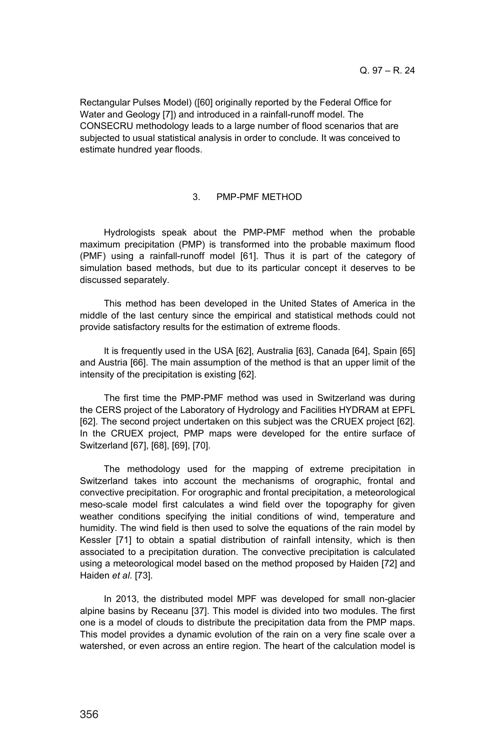Rectangular Pulses Model) ([60] originally reported by the Federal Office for Water and Geology [7]) and introduced in a rainfall-runoff model. The CONSECRU methodology leads to a large number of flood scenarios that are subjected to usual statistical analysis in order to conclude. It was conceived to estimate hundred year floods.

## 3. PMP-PMF METHOD

Hydrologists speak about the PMP-PMF method when the probable maximum precipitation (PMP) is transformed into the probable maximum flood (PMF) using a rainfall-runoff model [61]. Thus it is part of the category of simulation based methods, but due to its particular concept it deserves to be discussed separately.

This method has been developed in the United States of America in the middle of the last century since the empirical and statistical methods could not provide satisfactory results for the estimation of extreme floods.

It is frequently used in the USA [62], Australia [63], Canada [64], Spain [65] and Austria [66]. The main assumption of the method is that an upper limit of the intensity of the precipitation is existing [62].

The first time the PMP-PMF method was used in Switzerland was during the CERS project of the Laboratory of Hydrology and Facilities HYDRAM at EPFL [62]. The second project undertaken on this subject was the CRUEX project [62]. In the CRUEX project, PMP maps were developed for the entire surface of Switzerland [67], [68], [69], [70].

The methodology used for the mapping of extreme precipitation in Switzerland takes into account the mechanisms of orographic, frontal and convective precipitation. For orographic and frontal precipitation, a meteorological meso-scale model first calculates a wind field over the topography for given weather conditions specifying the initial conditions of wind, temperature and humidity. The wind field is then used to solve the equations of the rain model by Kessler [71] to obtain a spatial distribution of rainfall intensity, which is then associated to a precipitation duration. The convective precipitation is calculated using a meteorological model based on the method proposed by Haiden [72] and Haiden *et al.* [73].

In 2013, the distributed model MPF was developed for small non-glacier alpine basins by Receanu [37]. This model is divided into two modules. The first one is a model of clouds to distribute the precipitation data from the PMP maps. This model provides a dynamic evolution of the rain on a very fine scale over a watershed, or even across an entire region. The heart of the calculation model is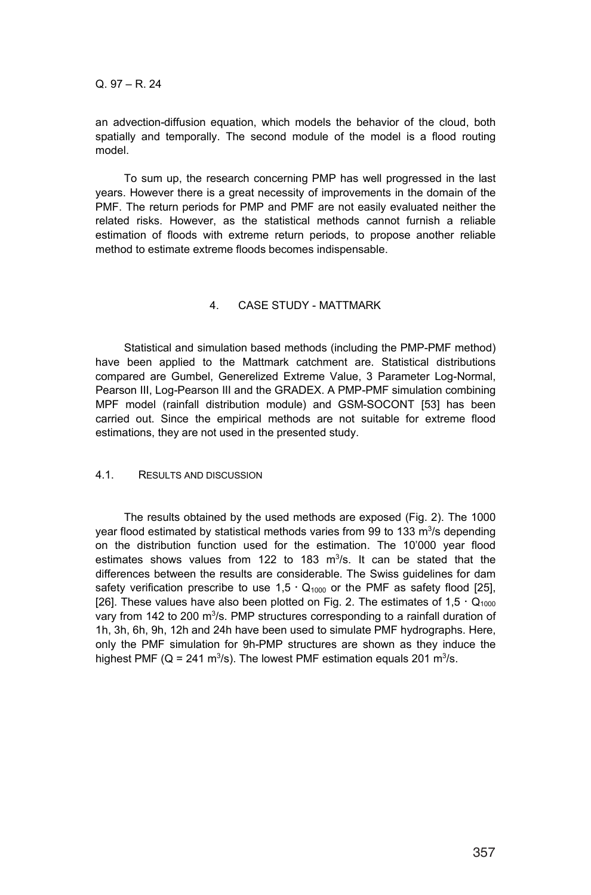an advection-diffusion equation, which models the behavior of the cloud, both spatially and temporally. The second module of the model is a flood routing model.

To sum up, the research concerning PMP has well progressed in the last years. However there is a great necessity of improvements in the domain of the PMF. The return periods for PMP and PMF are not easily evaluated neither the related risks. However, as the statistical methods cannot furnish a reliable estimation of floods with extreme return periods, to propose another reliable method to estimate extreme floods becomes indispensable.

## 4. CASE STUDY - MATTMARK

Statistical and simulation based methods (including the PMP-PMF method) have been applied to the Mattmark catchment are. Statistical distributions compared are Gumbel, Generelized Extreme Value, 3 Parameter Log-Normal, Pearson III, Log-Pearson III and the GRADEX. A PMP-PMF simulation combining MPF model (rainfall distribution module) and GSM-SOCONT [53] has been carried out. Since the empirical methods are not suitable for extreme flood estimations, they are not used in the presented study.

### 4.1. RESULTS AND DISCUSSION

The results obtained by the used methods are exposed (Fig. 2). The 1000 year flood estimated by statistical methods varies from 99 to 133 $m^3/s$ depending on the distribution function used for the estimation. The 10'000 year flood estimates shows values from 122 to 183 $m^3/s$. It can be stated that the differences between the results are considerable. The Swiss guidelines for dam safety verification prescribe to use $1,5 \cdot Q_{1000}$ or the PMF as safety flood [25], [26]. These values have also been plotted on Fig. 2. The estimates of $1,5 \cdot Q_{1000}$ vary from 142 to 200 $m^3/s$. PMP structures corresponding to a rainfall duration of 1h, 3h, 6h, 9h, 12h and 24h have been used to simulate PMF hydrographs. Here, only the PMF simulation for 9h-PMP structures are shown as they induce the highest PMF ($Q = 241$ $m^3/s$). The lowest PMF estimation equals 201 $m^3/s$.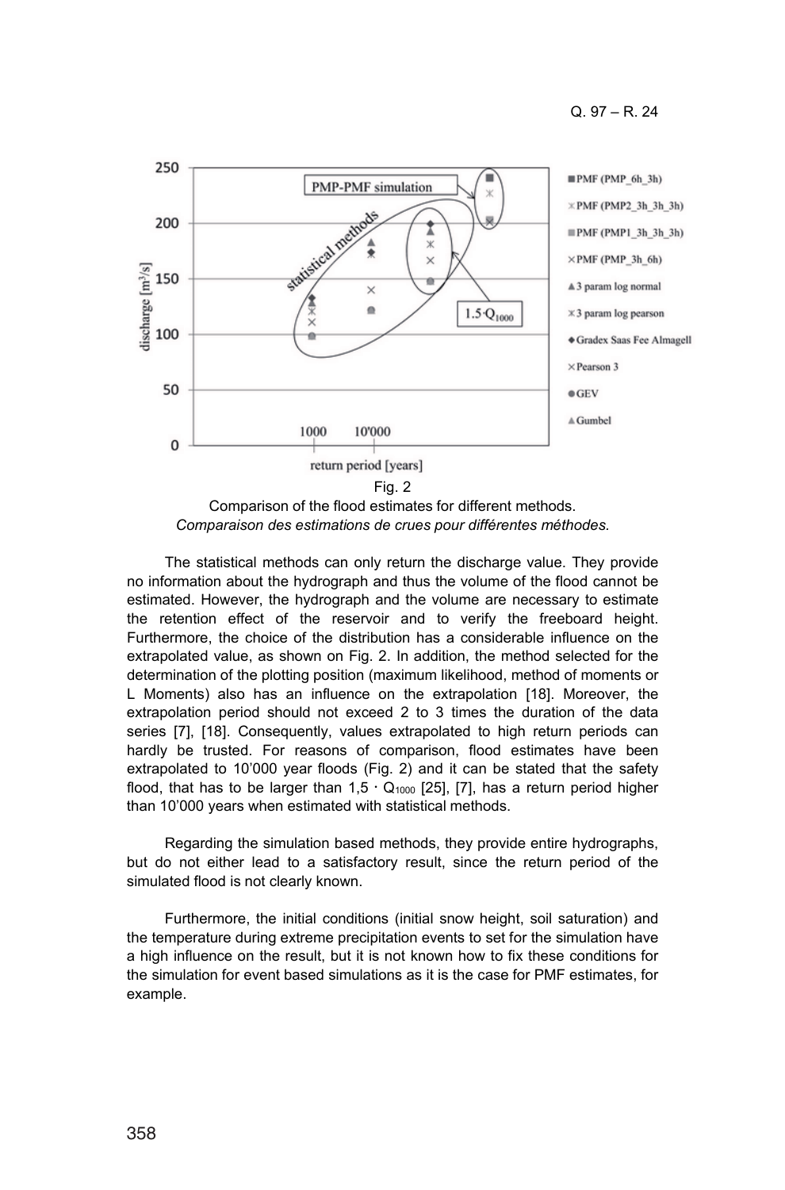Fig. 2
Comparison of the flood estimates for different methods.
*Comparaison des estimations de crues pour différentes méthodes.*

The statistical methods can only return the discharge value. They provide no information about the hydrograph and thus the volume of the flood cannot be estimated. However, the hydrograph and the volume are necessary to estimate the retention effect of the reservoir and to verify the freeboard height. Furthermore, the choice of the distribution has a considerable influence on the extrapolated value, as shown on Fig. 2. In addition, the method selected for the determination of the plotting position (maximum likelihood, method of moments or L Moments) also has an influence on the extrapolation [18]. Moreover, the extrapolation period should not exceed 2 to 3 times the duration of the data series [7], [18]. Consequently, values extrapolated to high return periods can hardly be trusted. For reasons of comparison, flood estimates have been extrapolated to 10'000 year floods (Fig. 2) and it can be stated that the safety flood, that has to be larger than $1{,}5 \cdot Q_{1000}$ [25], [7], has a return period higher than 10'000 years when estimated with statistical methods.

Regarding the simulation based methods, they provide entire hydrographs, but do not either lead to a satisfactory result, since the return period of the simulated flood is not clearly known.

Furthermore, the initial conditions (initial snow height, soil saturation) and the temperature during extreme precipitation events to set for the simulation have a high influence on the result, but it is not known how to fix these conditions for the simulation for event based simulations as it is the case for PMF estimates, for example.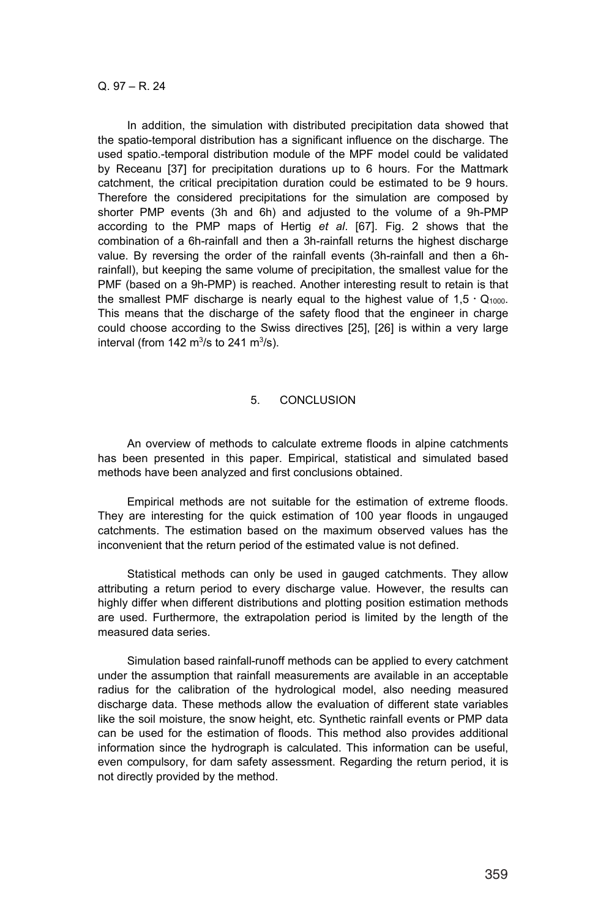In addition, the simulation with distributed precipitation data showed that the spatio-temporal distribution has a significant influence on the discharge. The used spatio.-temporal distribution module of the MPF model could be validated by Receanu [37] for precipitation durations up to 6 hours. For the Mattmark catchment, the critical precipitation duration could be estimated to be 9 hours. Therefore the considered precipitations for the simulation are composed by shorter PMP events (3h and 6h) and adjusted to the volume of a 9h-PMP according to the PMP maps of Hertig *et al*. [67]. Fig. 2 shows that the combination of a 6h-rainfall and then a 3h-rainfall returns the highest discharge value. By reversing the order of the rainfall events (3h-rainfall and then a 6h-rainfall), but keeping the same volume of precipitation, the smallest value for the PMF (based on a 9h-PMP) is reached. Another interesting result to retain is that the smallest PMF discharge is nearly equal to the highest value of $1{,}5 \cdot Q_{1000}$. This means that the discharge of the safety flood that the engineer in charge could choose according to the Swiss directives [25], [26] is within a very large interval (from 142 $m^3/s$ to 241 $m^3/s$).

## 5. CONCLUSION

An overview of methods to calculate extreme floods in alpine catchments has been presented in this paper. Empirical, statistical and simulated based methods have been analyzed and first conclusions obtained.

Empirical methods are not suitable for the estimation of extreme floods. They are interesting for the quick estimation of 100 year floods in ungauged catchments. The estimation based on the maximum observed values has the inconvenient that the return period of the estimated value is not defined.

Statistical methods can only be used in gauged catchments. They allow attributing a return period to every discharge value. However, the results can highly differ when different distributions and plotting position estimation methods are used. Furthermore, the extrapolation period is limited by the length of the measured data series.

Simulation based rainfall-runoff methods can be applied to every catchment under the assumption that rainfall measurements are available in an acceptable radius for the calibration of the hydrological model, also needing measured discharge data. These methods allow the evaluation of different state variables like the soil moisture, the snow height, etc. Synthetic rainfall events or PMP data can be used for the estimation of floods. This method also provides additional information since the hydrograph is calculated. This information can be useful, even compulsory, for dam safety assessment. Regarding the return period, it is not directly provided by the method.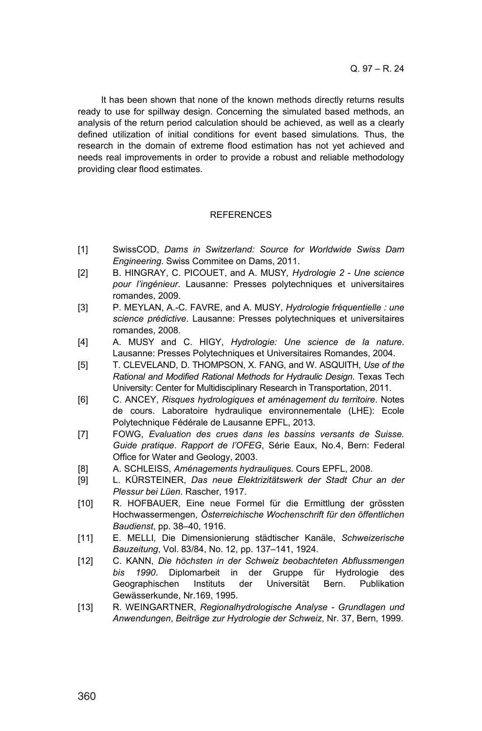It has been shown that none of the known methods directly returns results ready to use for spillway design. Concerning the simulated based methods, an analysis of the return period calculation should be achieved, as well as a clearly defined utilization of initial conditions for event based simulations. Thus, the research in the domain of extreme flood estimation has not yet achieved and needs real improvements in order to provide a robust and reliable methodology providing clear flood estimates.

## REFERENCES

[1] SwissCOD, *Dams in Switzerland: Source for Worldwide Swiss Dam Engineering*. Swiss Commitee on Dams, 2011.

[2] B. HINGRAY, C. PICOUET, and A. MUSY*, Hydrologie 2 - Une science pour l'ingénieur*. Lausanne: Presses polytechniques et universitaires romandes, 2009.

[3] P. MEYLAN, A.-C. FAVRE, and A. MUSY, *Hydrologie fréquentielle : une science prédictive*. Lausanne: Presses polytechniques et universitaires romandes, 2008.

[4] A. MUSY and C. HIGY, *Hydrologie: Une science de la nature*. Lausanne: Presses Polytechniques et Universitaires Romandes, 2004.

[5] T. CLEVELAND, D. THOMPSON, X. FANG, and W. ASQUITH, *Use of the Rational and Modified Rational Methods for Hydraulic Design*. Texas Tech University: Center for Multidisciplinary Research in Transportation, 2011.

[6] C. ANCEY, *Risques hydrologiques et aménagement du territoire*. Notes de cours. Laboratoire hydraulique environnementale (LHE): Ecole Polytechnique Fédérale de Lausanne EPFL, 2013.

[7] FOWG, *Evaluation des crues dans les bassins versants de Suisse. Guide pratique*. *Rapport de l'OFEG*, Série Eaux, No.4, Bern: Federal Office for Water and Geology, 2003.

[8] A. SCHLEISS, *Aménagements hydrauliques*. Cours EPFL, 2008.

[9] L. KÜRSTEINER, *Das neue Elektrizitätswerk der Stadt Chur an der Plessur bei Lüen*. Rascher, 1917.

[10] R. HOFBAUER, Eine neue Formel für die Ermittlung der grössten Hochwassermengen, *Österreichische Wochenschrift für den öffentlichen Baudienst*, pp. 38–40, 1916.

[11] E. MELLI, Die Dimensionierung städtischer Kanäle, *Schweizerische Bauzeitung*, Vol. 83/84, No. 12, pp. 137–141, 1924.

[12] C. KANN, *Die höchsten in der Schweiz beobachteten Abflussmengen bis 1990*. Diplomarbeit in der Gruppe für Hydrologie des Geographischen Instituts der Universität Bern. Publikation Gewässerkunde, Nr.169, 1995.

[13] R. WEINGARTNER, *Regionalhydrologische Analyse - Grundlagen und Anwendungen*, *Beiträge zur Hydrologie der Schweiz*, Nr. 37, Bern, 1999.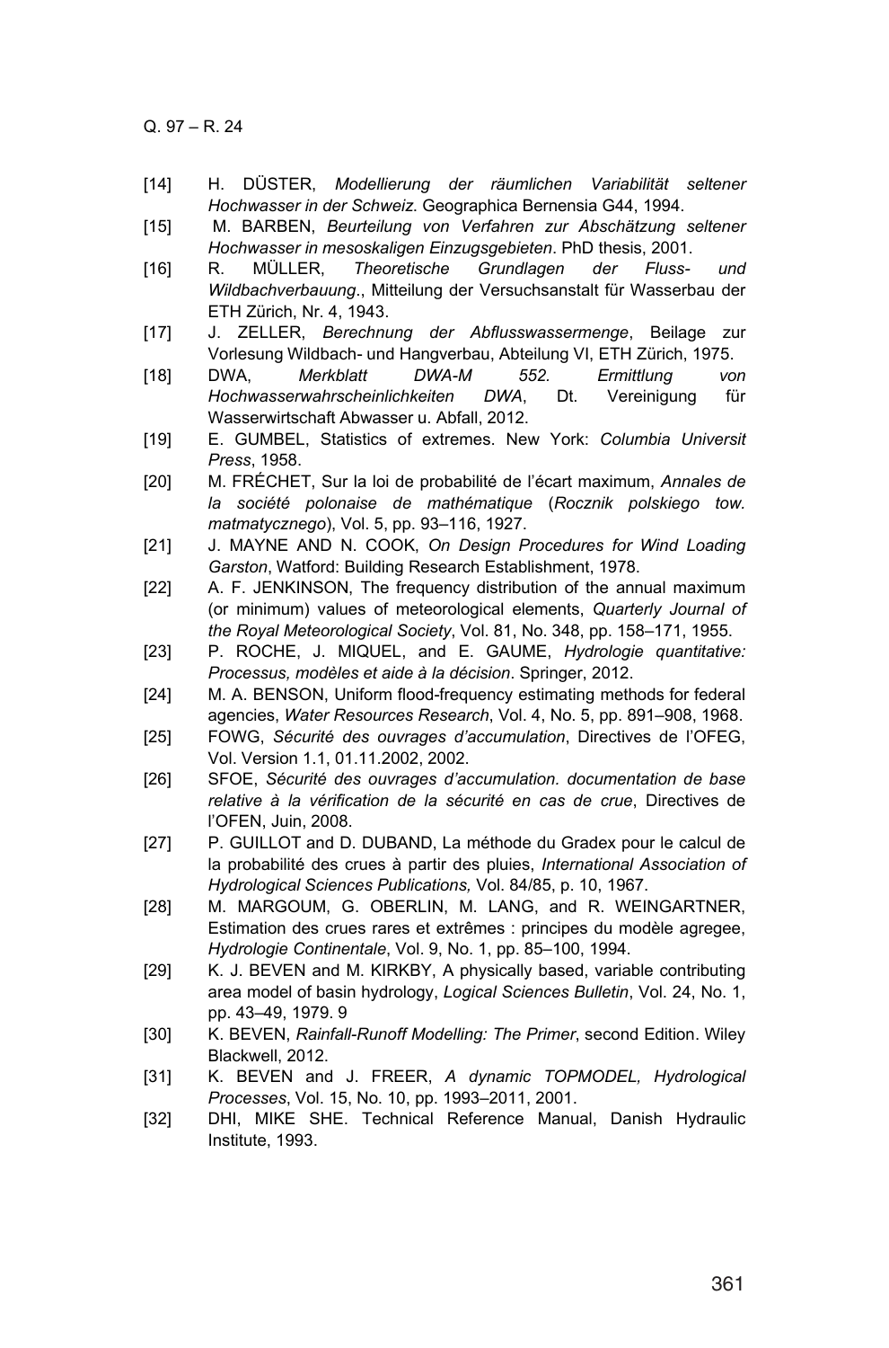[14] H. DÜSTER, *Modellierung der räumlichen Variabilität seltener Hochwasser in der Schweiz.* Geographica Bernensia G44, 1994.

[15] M. BARBEN, *Beurteilung von Verfahren zur Abschätzung seltener Hochwasser in mesoskaligen Einzugsgebieten*. PhD thesis, 2001.

[16] R. MÜLLER, *Theoretische Grundlagen der Fluss- und Wildbachverbauung*., Mitteilung der Versuchsanstalt für Wasserbau der ETH Zürich, Nr. 4, 1943.

[17] J. ZELLER, *Berechnung der Abflusswassermenge*, Beilage zur Vorlesung Wildbach- und Hangverbau, Abteilung VI, ETH Zürich, 1975.

[18] DWA, *Merkblatt DWA-M 552. Ermittlung von Hochwasserwahrscheinlichkeiten DWA*, Dt. Vereinigung für Wasserwirtschaft Abwasser u. Abfall, 2012.

[19] E. GUMBEL, Statistics of extremes. New York: *Columbia Universit Press*, 1958.

[20] M. FRÉCHET, Sur la loi de probabilité de l'écart maximum, *Annales de la société polonaise de mathématique* (*Rocznik polskiego tow. matmatycznego*), Vol. 5, pp. 93–116, 1927.

[21] J. MAYNE AND N. COOK, *On Design Procedures for Wind Loading Garston*, Watford: Building Research Establishment, 1978.

[22] A. F. JENKINSON, The frequency distribution of the annual maximum (or minimum) values of meteorological elements, *Quarterly Journal of the Royal Meteorological Society*, Vol. 81, No. 348, pp. 158–171, 1955.

[23] P. ROCHE, J. MIQUEL, and E. GAUME, *Hydrologie quantitative: Processus, modèles et aide à la décision*. Springer, 2012.

[24] M. A. BENSON, Uniform flood-frequency estimating methods for federal agencies, *Water Resources Research*, Vol. 4, No. 5, pp. 891–908, 1968.

[25] FOWG, *Sécurité des ouvrages d'accumulation*, Directives de l'OFEG, Vol. Version 1.1, 01.11.2002, 2002.

[26] SFOE, *Sécurité des ouvrages d'accumulation. documentation de base relative à la vérification de la sécurité en cas de crue*, Directives de l'OFEN, Juin, 2008.

[27] P. GUILLOT and D. DUBAND, La méthode du Gradex pour le calcul de la probabilité des crues à partir des pluies, *International Association of Hydrological Sciences Publications,* Vol. 84/85, p. 10, 1967.

[28] M. MARGOUM, G. OBERLIN, M. LANG, and R. WEINGARTNER, Estimation des crues rares et extrêmes : principes du modèle agregee, *Hydrologie Continentale*, Vol. 9, No. 1, pp. 85–100, 1994.

[29] K. J. BEVEN and M. KIRKBY, A physically based, variable contributing area model of basin hydrology, *Logical Sciences Bulletin*, Vol. 24, No. 1, pp. 43–49, 1979. 9

[30] K. BEVEN, *Rainfall-Runoff Modelling: The Primer*, second Edition. Wiley Blackwell, 2012.

[31] K. BEVEN and J. FREER, *A dynamic TOPMODEL, Hydrological Processes*, Vol. 15, No. 10, pp. 1993–2011, 2001.

[32] DHI, MIKE SHE. Technical Reference Manual, Danish Hydraulic Institute, 1993.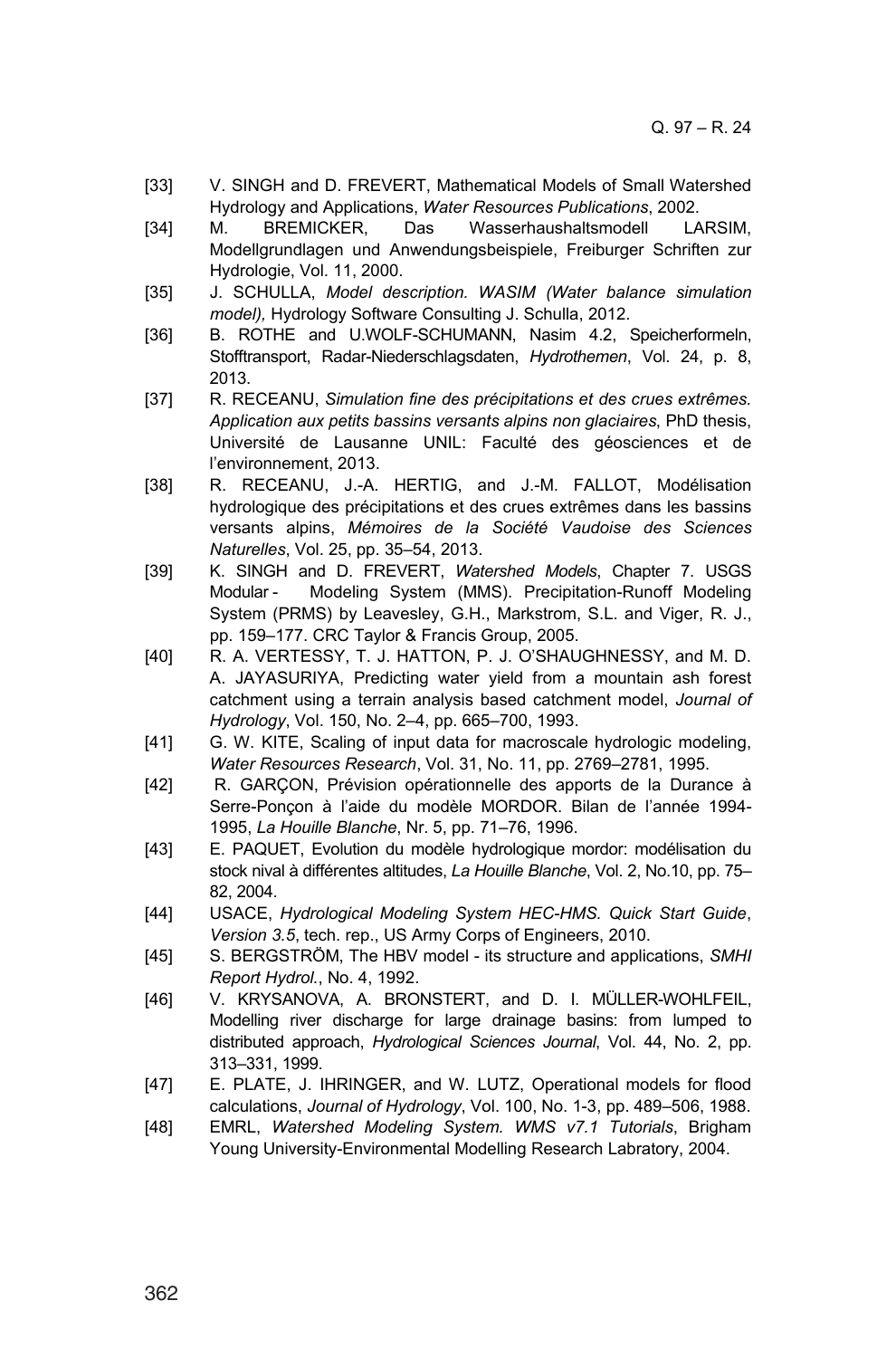[33] V. SINGH and D. FREVERT, Mathematical Models of Small Watershed Hydrology and Applications, *Water Resources Publications*, 2002.

[34] M. BREMICKER, Das Wasserhaushaltsmodell LARSIM, Modellgrundlagen und Anwendungsbeispiele, Freiburger Schriften zur Hydrologie, Vol. 11, 2000.

[35] J. SCHULLA, *Model description. WASIM (Water balance simulation model),* Hydrology Software Consulting J. Schulla, 2012.

[36] B. ROTHE and U.WOLF-SCHUMANN, Nasim 4.2, Speicherformeln, Stofftransport, Radar-Niederschlagsdaten, *Hydrothemen*, Vol. 24, p. 8, 2013.

[37] R. RECEANU, *Simulation fine des précipitations et des crues extrêmes. Application aux petits bassins versants alpins non glaciaires*, PhD thesis, Université de Lausanne UNIL: Faculté des géosciences et de l'environnement, 2013.

[38] R. RECEANU, J.-A. HERTIG, and J.-M. FALLOT, Modélisation hydrologique des précipitations et des crues extrêmes dans les bassins versants alpins, *Mémoires de la Société Vaudoise des Sciences Naturelles*, Vol. 25, pp. 35–54, 2013.

[39] K. SINGH and D. FREVERT, *Watershed Models*, Chapter 7. USGS Modular - Modeling System (MMS). Precipitation-Runoff Modeling System (PRMS) by Leavesley, G.H., Markstrom, S.L. and Viger, R. J., pp. 159–177. CRC Taylor & Francis Group, 2005.

[40] R. A. VERTESSY, T. J. HATTON, P. J. O'SHAUGHNESSY, and M. D. A. JAYASURIYA, Predicting water yield from a mountain ash forest catchment using a terrain analysis based catchment model, *Journal of Hydrology*, Vol. 150, No. 2–4, pp. 665–700, 1993.

[41] G. W. KITE, Scaling of input data for macroscale hydrologic modeling, *Water Resources Research*, Vol. 31, No. 11, pp. 2769–2781, 1995.

[42] R. GARÇON, Prévision opérationnelle des apports de la Durance à Serre-Ponçon à l'aide du modèle MORDOR. Bilan de l'année 1994-1995, *La Houille Blanche*, Nr. 5, pp. 71–76, 1996.

[43] E. PAQUET, Evolution du modèle hydrologique mordor: modélisation du stock nival à différentes altitudes, *La Houille Blanche*, Vol. 2, No.10, pp. 75–82, 2004.

[44] USACE, *Hydrological Modeling System HEC-HMS. Quick Start Guide*, *Version 3.5*, tech. rep., US Army Corps of Engineers, 2010.

[45] S. BERGSTRÖM, The HBV model - its structure and applications, *SMHI Report Hydrol.*, No. 4, 1992.

[46] V. KRYSANOVA, A. BRONSTERT, and D. I. MÜLLER-WOHLFEIL, Modelling river discharge for large drainage basins: from lumped to distributed approach, *Hydrological Sciences Journal*, Vol. 44, No. 2, pp. 313–331, 1999.

[47] E. PLATE, J. IHRINGER, and W. LUTZ, Operational models for flood calculations, *Journal of Hydrology*, Vol. 100, No. 1-3, pp. 489–506, 1988.

[48] EMRL, *Watershed Modeling System. WMS v7.1 Tutorials*, Brigham Young University-Environmental Modelling Research Labratory, 2004.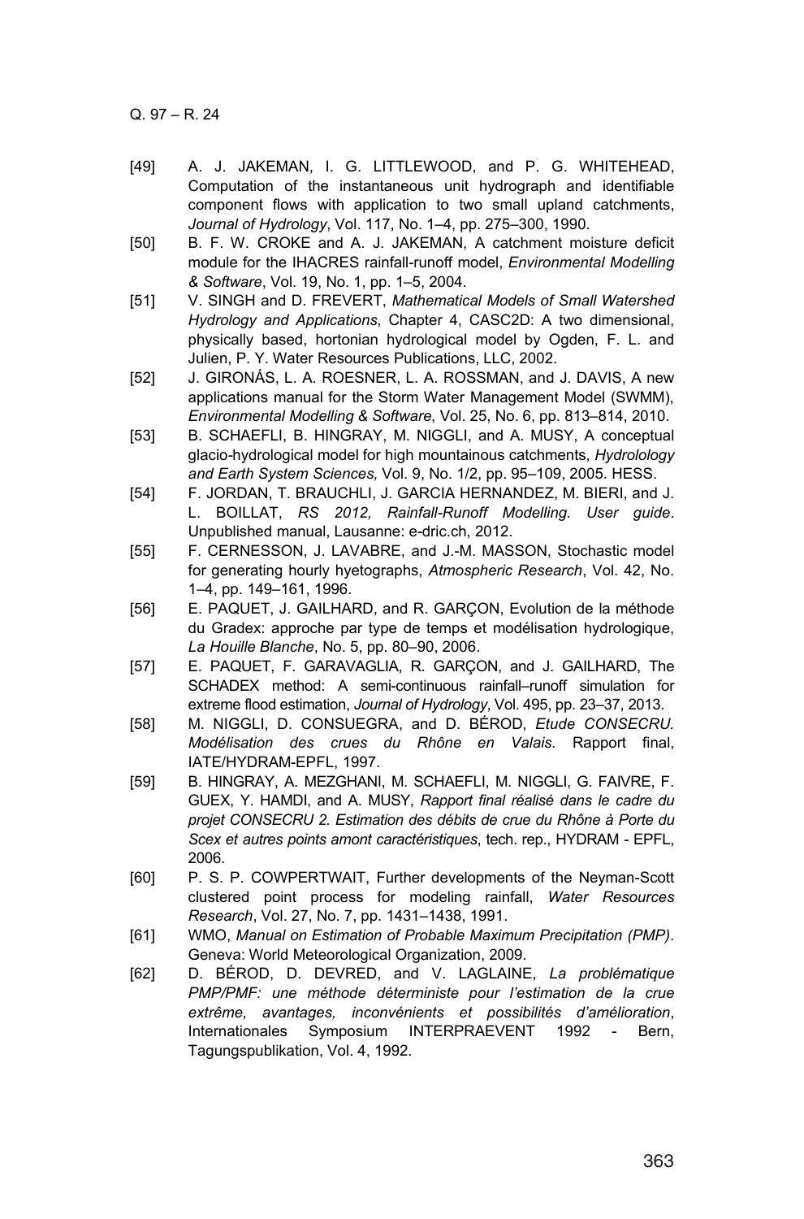[49] A. J. JAKEMAN, I. G. LITTLEWOOD, and P. G. WHITEHEAD, Computation of the instantaneous unit hydrograph and identifiable component flows with application to two small upland catchments, *Journal of Hydrology*, Vol. 117, No. 1–4, pp. 275–300, 1990.

[50] B. F. W. CROKE and A. J. JAKEMAN, A catchment moisture deficit module for the IHACRES rainfall-runoff model, *Environmental Modelling & Software*, Vol. 19, No. 1, pp. 1–5, 2004.

[51] V. SINGH and D. FREVERT, *Mathematical Models of Small Watershed Hydrology and Applications*, Chapter 4, CASC2D: A two dimensional, physically based, hortonian hydrological model by Ogden, F. L. and Julien, P. Y. Water Resources Publications, LLC, 2002.

[52] J. GIRONÁS, L. A. ROESNER, L. A. ROSSMAN, and J. DAVIS, A new applications manual for the Storm Water Management Model (SWMM), *Environmental Modelling & Software*, Vol. 25, No. 6, pp. 813–814, 2010.

[53] B. SCHAEFLI, B. HINGRAY, M. NIGGLI, and A. MUSY, A conceptual glacio-hydrological model for high mountainous catchments, *Hydrolology and Earth System Sciences,* Vol. 9, No. 1/2, pp. 95–109, 2005. HESS.

[54] F. JORDAN, T. BRAUCHLI, J. GARCIA HERNANDEZ, M. BIERI, and J. L. BOILLAT, *RS 2012, Rainfall-Runoff Modelling. User guide*. Unpublished manual, Lausanne: e-dric.ch, 2012.

[55] F. CERNESSON, J. LAVABRE, and J.-M. MASSON, Stochastic model for generating hourly hyetographs, *Atmospheric Research*, Vol. 42, No. 1–4, pp. 149–161, 1996.

[56] E. PAQUET, J. GAILHARD, and R. GARÇON, Evolution de la méthode du Gradex: approche par type de temps et modélisation hydrologique, *La Houille Blanche*, No. 5, pp. 80–90, 2006.

[57] E. PAQUET, F. GARAVAGLIA, R. GARÇON, and J. GAILHARD, The SCHADEX method: A semi-continuous rainfall–runoff simulation for extreme flood estimation, *Journal of Hydrology*, Vol. 495, pp. 23–37, 2013.

[58] M. NIGGLI, D. CONSUEGRA, and D. BÉROD, *Etude CONSECRU. Modélisation des crues du Rhône en Valais.* Rapport final, IATE/HYDRAM-EPFL, 1997.

[59] B. HINGRAY, A. MEZGHANI, M. SCHAEFLI, M. NIGGLI, G. FAIVRE, F. GUEX, Y. HAMDI, and A. MUSY, *Rapport final réalisé dans le cadre du projet CONSECRU 2. Estimation des débits de crue du Rhône à Porte du Scex et autres points amont caractéristiques*, tech. rep., HYDRAM - EPFL, 2006.

[60] P. S. P. COWPERTWAIT, Further developments of the Neyman-Scott clustered point process for modeling rainfall, *Water Resources Research*, Vol. 27, No. 7, pp. 1431–1438, 1991.

[61] WMO, *Manual on Estimation of Probable Maximum Precipitation (PMP)*. Geneva: World Meteorological Organization, 2009.

[62] D. BÉROD, D. DEVRED, and V. LAGLAINE, *La problématique PMP/PMF: une méthode déterministe pour l'estimation de la crue extrême, avantages, inconvénients et possibilités d'amélioration*, Internationales Symposium INTERPRAEVENT 1992 - Bern, Tagungspublikation, Vol. 4, 1992.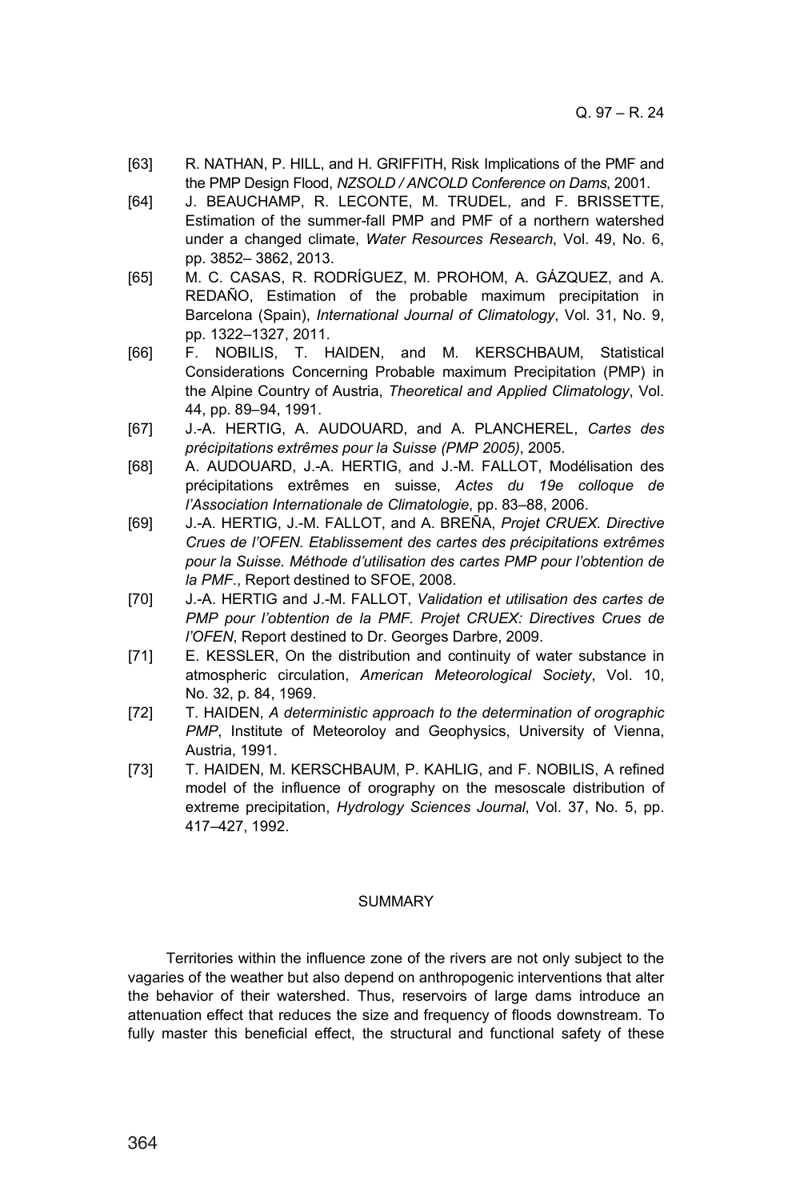[63] R. NATHAN, P. HILL, and H. GRIFFITH, Risk Implications of the PMF and the PMP Design Flood, *NZSOLD / ANCOLD Conference on Dams*, 2001.

[64] J. BEAUCHAMP, R. LECONTE, M. TRUDEL, and F. BRISSETTE, Estimation of the summer-fall PMP and PMF of a northern watershed under a changed climate, *Water Resources Research*, Vol. 49, No. 6, pp. 3852– 3862, 2013.

[65] M. C. CASAS, R. RODRÍGUEZ, M. PROHOM, A. GÁZQUEZ, and A. REDAÑO, Estimation of the probable maximum precipitation in Barcelona (Spain), *International Journal of Climatology*, Vol. 31, No. 9, pp. 1322–1327, 2011.

[66] F. NOBILIS, T. HAIDEN, and M. KERSCHBAUM, Statistical Considerations Concerning Probable maximum Precipitation (PMP) in the Alpine Country of Austria, *Theoretical and Applied Climatology*, Vol. 44, pp. 89–94, 1991.

[67] J.-A. HERTIG, A. AUDOUARD, and A. PLANCHEREL, *Cartes des précipitations extrêmes pour la Suisse (PMP 2005)*, 2005.

[68] A. AUDOUARD, J.-A. HERTIG, and J.-M. FALLOT, Modélisation des précipitations extrêmes en suisse, *Actes du 19e colloque de l'Association Internationale de Climatologie*, pp. 83–88, 2006.

[69] J.-A. HERTIG, J.-M. FALLOT, and A. BREÑA, *Projet CRUEX. Directive Crues de l'OFEN. Etablissement des cartes des précipitations extrêmes pour la Suisse. Méthode d'utilisation des cartes PMP pour l'obtention de la PMF.*, Report destined to SFOE, 2008.

[70] J.-A. HERTIG and J.-M. FALLOT, *Validation et utilisation des cartes de PMP pour l'obtention de la PMF. Projet CRUEX: Directives Crues de l'OFEN*, Report destined to Dr. Georges Darbre, 2009.

[71] E. KESSLER, On the distribution and continuity of water substance in atmospheric circulation, *American Meteorological Society*, Vol. 10, No. 32, p. 84, 1969.

[72] T. HAIDEN, *A deterministic approach to the determination of orographic PMP*, Institute of Meteoroloy and Geophysics, University of Vienna, Austria, 1991.

[73] T. HAIDEN, M. KERSCHBAUM, P. KAHLIG, and F. NOBILIS, A refined model of the influence of orography on the mesoscale distribution of extreme precipitation, *Hydrology Sciences Journal*, Vol. 37, No. 5, pp. 417–427, 1992.

## SUMMARY

Territories within the influence zone of the rivers are not only subject to the vagaries of the weather but also depend on anthropogenic interventions that alter the behavior of their watershed. Thus, reservoirs of large dams introduce an attenuation effect that reduces the size and frequency of floods downstream. To fully master this beneficial effect, the structural and functional safety of these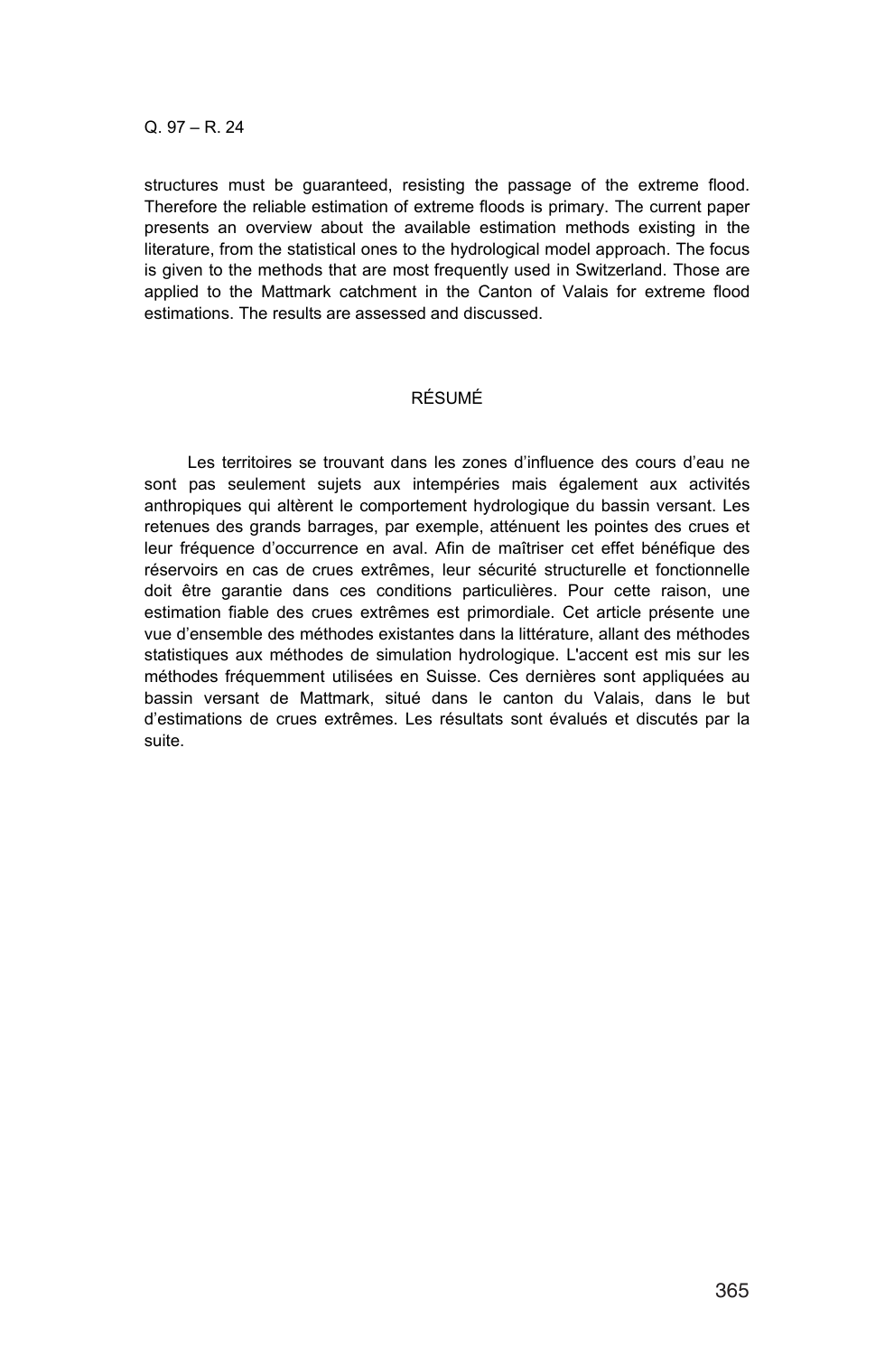structures must be guaranteed, resisting the passage of the extreme flood. Therefore the reliable estimation of extreme floods is primary. The current paper presents an overview about the available estimation methods existing in the literature, from the statistical ones to the hydrological model approach. The focus is given to the methods that are most frequently used in Switzerland. Those are applied to the Mattmark catchment in the Canton of Valais for extreme flood estimations. The results are assessed and discussed.

## RÉSUMÉ

Les territoires se trouvant dans les zones d'influence des cours d'eau ne sont pas seulement sujets aux intempéries mais également aux activités anthropiques qui altèrent le comportement hydrologique du bassin versant. Les retenues des grands barrages, par exemple, atténuent les pointes des crues et leur fréquence d'occurrence en aval. Afin de maîtriser cet effet bénéfique des réservoirs en cas de crues extrêmes, leur sécurité structurelle et fonctionnelle doit être garantie dans ces conditions particulières. Pour cette raison, une estimation fiable des crues extrêmes est primordiale. Cet article présente une vue d'ensemble des méthodes existantes dans la littérature, allant des méthodes statistiques aux méthodes de simulation hydrologique. L'accent est mis sur les méthodes fréquemment utilisées en Suisse. Ces dernières sont appliquées au bassin versant de Mattmark, situé dans le canton du Valais, dans le but d'estimations de crues extrêmes. Les résultats sont évalués et discutés par la suite.